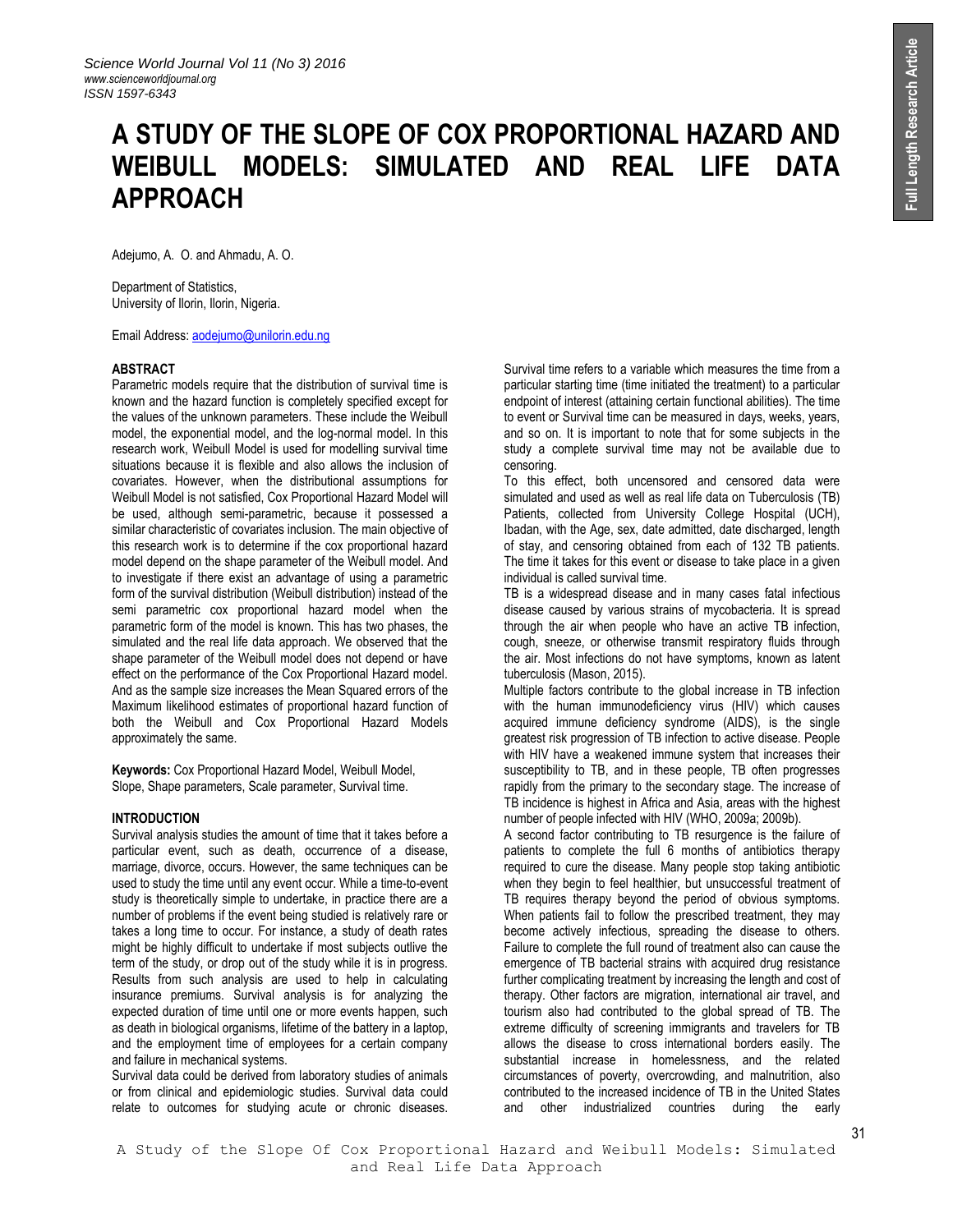# A STUDY OF THE SLOPE OF COX PROPORTIONAL HAZARD AND WEIBULL MODELS: SIMULATED AND REAL LIFE DATA APPROACH

Adejumo, A. O. and Ahmadu, A. O.

Department of Statistics,
University of Ilorin, Ilorin, Nigeria.

Email Address: aodejumo@unilorin.edu.ng

## ABSTRACT

Parametric models require that the distribution of survival time is known and the hazard function is completely specified except for the values of the unknown parameters. These include the Weibull model, the exponential model, and the log-normal model. In this research work, Weibull Model is used for modelling survival time situations because it is flexible and also allows the inclusion of covariates. However, when the distributional assumptions for Weibull Model is not satisfied, Cox Proportional Hazard Model will be used, although semi-parametric, because it possessed a similar characteristic of covariates inclusion. The main objective of this research work is to determine if the cox proportional hazard model depend on the shape parameter of the Weibull model. And to investigate if there exist an advantage of using a parametric form of the survival distribution (Weibull distribution) instead of the semi parametric cox proportional hazard model when the parametric form of the model is known. This has two phases, the simulated and the real life data approach. We observed that the shape parameter of the Weibull model does not depend or have effect on the performance of the Cox Proportional Hazard model. And as the sample size increases the Mean Squared errors of the Maximum likelihood estimates of proportional hazard function of both the Weibull and Cox Proportional Hazard Models approximately the same.

**Keywords:** Cox Proportional Hazard Model, Weibull Model, Slope, Shape parameters, Scale parameter, Survival time.

## INTRODUCTION

Survival analysis studies the amount of time that it takes before a particular event, such as death, occurrence of a disease, marriage, divorce, occurs. However, the same techniques can be used to study the time until any event occur. While a time-to-event study is theoretically simple to undertake, in practice there are a number of problems if the event being studied is relatively rare or takes a long time to occur. For instance, a study of death rates might be highly difficult to undertake if most subjects outlive the term of the study, or drop out of the study while it is in progress. Results from such analysis are used to help in calculating insurance premiums. Survival analysis is for analyzing the expected duration of time until one or more events happen, such as death in biological organisms, lifetime of the battery in a laptop, and the employment time of employees for a certain company and failure in mechanical systems.

Survival data could be derived from laboratory studies of animals or from clinical and epidemiologic studies. Survival data could relate to outcomes for studying acute or chronic diseases. Survival time refers to a variable which measures the time from a particular starting time (time initiated the treatment) to a particular endpoint of interest (attaining certain functional abilities). The time to event or Survival time can be measured in days, weeks, years, and so on. It is important to note that for some subjects in the study a complete survival time may not be available due to censoring.

To this effect, both uncensored and censored data were simulated and used as well as real life data on Tuberculosis (TB) Patients, collected from University College Hospital (UCH), Ibadan, with the Age, sex, date admitted, date discharged, length of stay, and censoring obtained from each of 132 TB patients. The time it takes for this event or disease to take place in a given individual is called survival time.

TB is a widespread disease and in many cases fatal infectious disease caused by various strains of mycobacteria. It is spread through the air when people who have an active TB infection, cough, sneeze, or otherwise transmit respiratory fluids through the air. Most infections do not have symptoms, known as latent tuberculosis (Mason, 2015).

Multiple factors contribute to the global increase in TB infection with the human immunodeficiency virus (HIV) which causes acquired immune deficiency syndrome (AIDS), is the single greatest risk progression of TB infection to active disease. People with HIV have a weakened immune system that increases their susceptibility to TB, and in these people, TB often progresses rapidly from the primary to the secondary stage. The increase of TB incidence is highest in Africa and Asia, areas with the highest number of people infected with HIV (WHO, 2009a; 2009b).

A second factor contributing to TB resurgence is the failure of patients to complete the full 6 months of antibiotics therapy required to cure the disease. Many people stop taking antibiotic when they begin to feel healthier, but unsuccessful treatment of TB requires therapy beyond the period of obvious symptoms. When patients fail to follow the prescribed treatment, they may become actively infectious, spreading the disease to others. Failure to complete the full round of treatment also can cause the emergence of TB bacterial strains with acquired drug resistance further complicating treatment by increasing the length and cost of therapy. Other factors are migration, international air travel, and tourism also had contributed to the global spread of TB. The extreme difficulty of screening immigrants and travelers for TB allows the disease to cross international borders easily. The substantial increase in homelessness, and the related circumstances of poverty, overcrowding, and malnutrition, also contributed to the increased incidence of TB in the United States and other industrialized countries during the early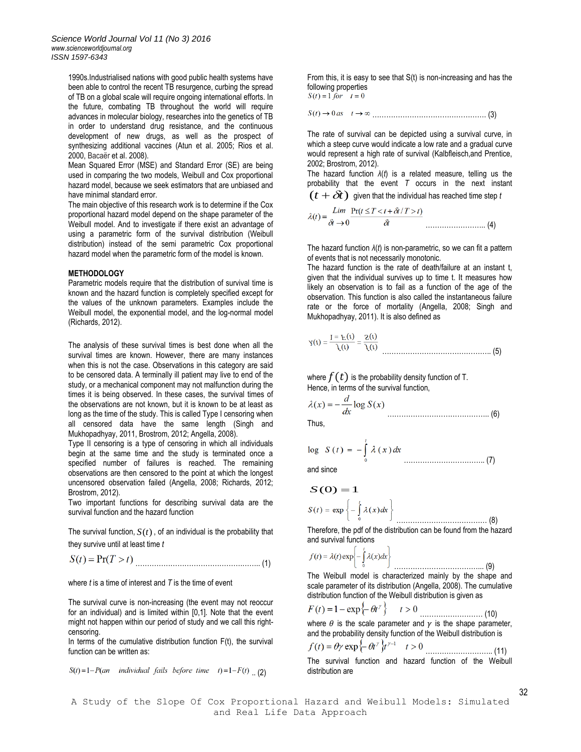1990s.Industrialised nations with good public health systems have been able to control the recent TB resurgence, curbing the spread of TB on a global scale will require ongoing international efforts. In the future, combating TB throughout the world will require advances in molecular biology, researches into the genetics of TB in order to understand drug resistance, and the continuous development of new drugs, as well as the prospect of synthesizing additional vaccines (Atun et al. 2005; Rios et al. 2000, Bacaër et al. 2008).

Mean Squared Error (MSE) and Standard Error (SE) are being used in comparing the two models, Weibull and Cox proportional hazard model, because we seek estimators that are unbiased and have minimal standard error.

The main objective of this research work is to determine if the Cox proportional hazard model depend on the shape parameter of the Weibull model. And to investigate if there exist an advantage of using a parametric form of the survival distribution (Weibull distribution) instead of the semi parametric Cox proportional hazard model when the parametric form of the model is known.

## METHODOLOGY

Parametric models require that the distribution of survival time is known and the hazard function is completely specified except for the values of the unknown parameters. Examples include the Weibull model, the exponential model, and the log-normal model (Richards, 2012).

The analysis of these survival times is best done when all the survival times are known. However, there are many instances when this is not the case. Observations in this category are said to be censored data. A terminally ill patient may live to end of the study, or a mechanical component may not malfunction during the times it is being observed. In these cases, the survival times of the observations are not known, but it is known to be at least as long as the time of the study. This is called Type I censoring when all censored data have the same length (Singh and Mukhopadhyay, 2011, Brostrom, 2012; Angella, 2008).

Type II censoring is a type of censoring in which all individuals begin at the same time and the study is terminated once a specified number of failures is reached. The remaining observations are then censored to the point at which the longest uncensored observation failed (Angella, 2008; Richards, 2012; Brostrom, 2012).

Two important functions for describing survival data are the survival function and the hazard function

The survival function, $S(t)$, of an individual is the probability that they survive until at least time $t$

$$S(t) = \Pr(T > t) \quad \text{.......... (1)}$$

where $t$ is a time of interest and $T$ is the time of event

The survival curve is non-increasing (the event may not reoccur for an individual) and is limited within [0,1]. Note that the event might not happen within our period of study and we call this right-censoring.

In terms of the cumulative distribution function F(t), the survival function can be written as:

$$S(t) = 1 - P(an \quad individual \quad fails \quad before \quad time \quad t) = 1 - F(t) \quad \text{.. (2)}$$

From this, it is easy to see that S(t) is non-increasing and has the following properties

$$S(t) = 1 \; for \quad t = 0$$

$$S(t) \to 0 \; as \quad t \to \infty \quad \text{.......... (3)}$$

The rate of survival can be depicted using a survival curve, in which a steep curve would indicate a low rate and a gradual curve would represent a high rate of survival (Kalbfleisch,and Prentice, 2002; Brostrom, 2012).

The hazard function $\lambda(t)$ is a related measure, telling us the probability that the event $T$ occurs in the next instant $(t + \delta t)$ given that the individual has reached time step $t$

$$\lambda(t) = \lim_{\delta t \to 0} \frac{\Pr(t \le T < t + \delta t / T > t)}{\delta t} \quad \text{.......... (4)}$$

The hazard function $\lambda(t)$ is non-parametric, so we can fit a pattern of events that is not necessarily monotonic.

The hazard function is the rate of death/failure at an instant t, given that the individual survives up to time t. It measures how likely an observation is to fail as a function of the age of the observation. This function is also called the instantaneous failure rate or the force of mortality (Angella, 2008; Singh and Mukhopadhyay, 2011). It is also defined as

$$\lambda(t) = \frac{1 - F(t)}{\lambda(t)} = \frac{f(t)}{\lambda(t)} \quad \text{.......... (5)}$$

where $f(t)$ is the probability density function of T.

Hence, in terms of the survival function,

$$\lambda(x) = -\frac{d}{dx} \log S(x) \quad \text{.......... (6)}$$

Thus,

$$\log \; S(t) = -\int_0^t \lambda(x) dx \quad \text{.......... (7)}$$

and since

$$S(0) = 1$$

$$S(t) = \exp\left\{ -\int_0^t \lambda(x) dx \right\} \quad \text{.......... (8)}$$

Therefore, the pdf of the distribution can be found from the hazard and survival functions

$$f(t) = \lambda(t) \exp\left\{ -\int_0^t \lambda(x) dx \right\} \quad \text{.......... (9)}$$

The Weibull model is characterized mainly by the shape and scale parameter of its distribution (Angella, 2008). The cumulative distribution function of the Weibull distribution is given as

$$F(t) = 1 - \exp\left\{ -\theta t^{\gamma} \right\} \qquad t > 0 \quad \text{.......... (10)}$$

where $\theta$ is the scale parameter and $\gamma$ is the shape parameter, and the probability density function of the Weibull distribution is

$$f(t) = \theta\gamma \exp\left\{ -\theta t^{\gamma} \right\} t^{\gamma - 1} \qquad t > 0 \quad \text{.......... (11)}$$

The survival function and hazard function of the Weibull distribution are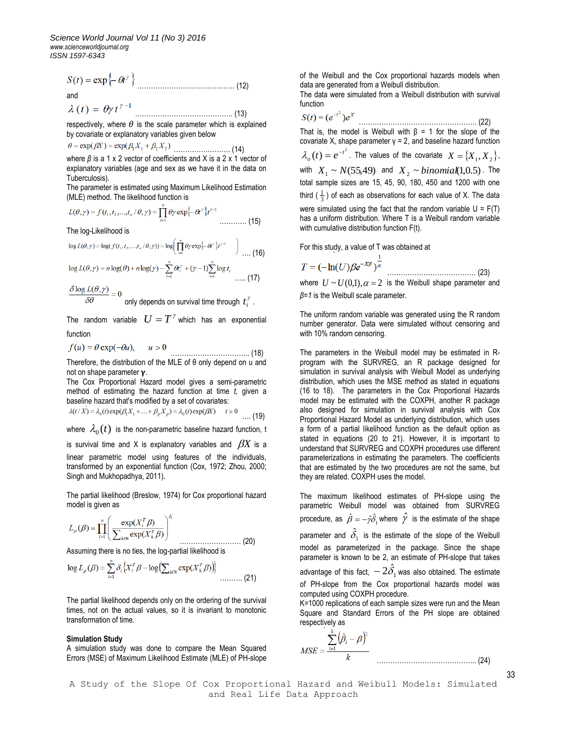$$S(t) = \exp\{-\theta t^{\gamma}\} \quad \text{............................................ (12)}$$

and

$$\lambda(t) = \theta \gamma t^{\gamma - 1} \quad \text{............................................ (13)}$$

respectively, where $\theta$ is the scale parameter which is explained by covariate or explanatory variables given below

$$\theta = \exp(\beta X) = \exp(\beta_1 X_1 + \beta_2 X_2) \quad \text{......................... (14)}$$

where $\beta$ is a 1 x 2 vector of coefficients and X is a 2 x 1 vector of explanatory variables (age and sex as we have it in the data on Tuberculosis).

The parameter is estimated using Maximum Likelihood Estimation (MLE) method. The likelihood function is

$$L(\theta, \gamma) = f(t_1, t_2, \ldots, t_n / \theta, \gamma) = \prod_{i=1}^{n} \theta \gamma \exp\{-\theta t^{\gamma}\} t^{\gamma - 1} \quad \text{............ (15)}$$

The log-Likelihood is

$$\log L(\theta, \gamma) = \log(f(t_1, t_2, \ldots, t_n / \theta, \gamma)) = \log\left(\prod_{i=1}^{n} \theta \gamma \exp\{-\theta t^{\gamma}\} t^{\gamma - 1}\right) \quad \text{.... (16)}$$

$$\log L(\theta, \gamma) = n\log(\theta) + n\log(\gamma) - \sum_{i=1}^{n} \theta t_i^{\gamma} + (\gamma - 1)\sum_{i=1}^{n} \log t_i \quad \text{..... (17)}$$

$\frac{\delta \log L(\theta, \gamma)}{\delta \theta} = 0$ only depends on survival time through $t_i^{\gamma}$.

The random variable $U = T^{\gamma}$ which has an exponential function

$$f(u) = \theta \exp(-\theta u), \qquad u > 0 \quad \text{................................... (18)}$$

Therefore, the distribution of the MLE of θ only depend on u and not on shape parameter **γ**.

The Cox Proportional Hazard model gives a semi-parametric method of estimating the hazard function at time *t*, given a baseline hazard that's modified by a set of covariates:

$$\lambda(t / X) = \lambda_0(t)\exp(\beta_1 X_1 + \ldots + \beta_p X_p) = \lambda_0(t)\exp(\beta X) \qquad t > 0 \quad \text{.... (19)}$$

where $\lambda_0(t)$ is the non-parametric baseline hazard function, t is survival time and X is explanatory variables and $\beta X$ is a linear parametric model using features of the individuals, transformed by an exponential function (Cox, 1972; Zhou, 2000; Singh and Mukhopadhya, 2011).

The partial likelihood (Breslow, 1974) for Cox proportional hazard model is given as

$$L_p(\beta) = \prod_{i=1}^{n}\left(\frac{\exp(X_i^T \beta)}{\sum_{k \in \Re} \exp(X_k^T \beta)}\right)^{\delta_i} \quad \text{........................... (20)}$$

Assuming there is no ties, the log-partial likelihood is

$$\log L_p(\beta) = \sum_{i=1}^{n} \delta_i \left\{X_i^T \beta - \log\left(\sum_{k \in \Re} \exp(X_k^T \beta)\right)\right\} \quad \text{.......... (21)}$$

The partial likelihood depends only on the ordering of the survival times, not on the actual values, so it is invariant to monotonic transformation of time.

**Simulation Study**

A simulation study was done to compare the Mean Squared Errors (MSE) of Maximum Likelihood Estimate (MLE) of PH-slope of the Weibull and the Cox proportional hazards models when data are generated from a Weibull distribution.

The data were simulated from a Weibull distribution with survival function

$$S(t) = (e^{-t^2})e^{X} \quad \text{.................................................... (22)}$$

That is, the model is Weibull with β = 1 for the slope of the covariate X, shape parameter γ = 2, and baseline hazard function $\lambda_o(t) = e^{-t^2}$. The values of the covariate $X = \{X_1, X_2\}$, with $X_1 \sim N(55{,}49)$ and $X_2 \sim binomial(1{,}0.5)$. The total sample sizes are 15, 45, 90, 180, 450 and 1200 with one third ($\frac{1}{3}$) of each as observations for each value of X. The data were simulated using the fact that the random variable U = F(T) has a uniform distribution. Where T is a Weibull random variable with cumulative distribution function F(t).

For this study, a value of T was obtained at

$$T = (-\ln(U)\beta e^{-X\beta})^{\frac{1}{\alpha}} \quad \text{...................................... (23)}$$

where $U \sim U(0{,}1), \alpha = 2$ is the Weibull shape parameter and *β=1* is the Weibull scale parameter.

The uniform random variable was generated using the R random number generator. Data were simulated without censoring and with 10% random censoring.

The parameters in the Weibull model may be estimated in R-program with the SURVREG, an R package designed for simulation in survival analysis with Weibull Model as underlying distribution, which uses the MSE method as stated in equations (16 to 18). The parameters in the Cox Proportional Hazards model may be estimated with the COXPH, another R package also designed for simulation in survival analysis with Cox Proportional Hazard Model as underlying distribution, which uses a form of a partial likelihood function as the default option as stated in equations (20 to 21). However, it is important to understand that SURVREG and COXPH procedures use different parameterizations in estimating the parameters. The coefficients that are estimated by the two procedures are not the same, but they are related. COXPH uses the model.

The maximum likelihood estimates of PH-slope using the parametric Weibull model was obtained from SURVREG procedure, as $\hat{\beta} = -\hat{\gamma}\hat{\delta}_1$ where $\hat{\gamma}$ is the estimate of the shape parameter and $\hat{\delta}_1$ is the estimate of the slope of the Weibull model as parameterized in the package. Since the shape parameter is known to be 2, an estimate of PH-slope that takes advantage of this fact, $-2\hat{\delta}_1$ was also obtained. The estimate of PH-slope from the Cox proportional hazards model was computed using COXPH procedure.

K=1000 replications of each sample sizes were run and the Mean Square and Standard Errors of the PH slope are obtained respectively as

$$MSE = \frac{\sum_{i=1}^{k}\left(\hat{\beta}_i - \beta\right)^2}{k} \quad \text{............................................ (24)}$$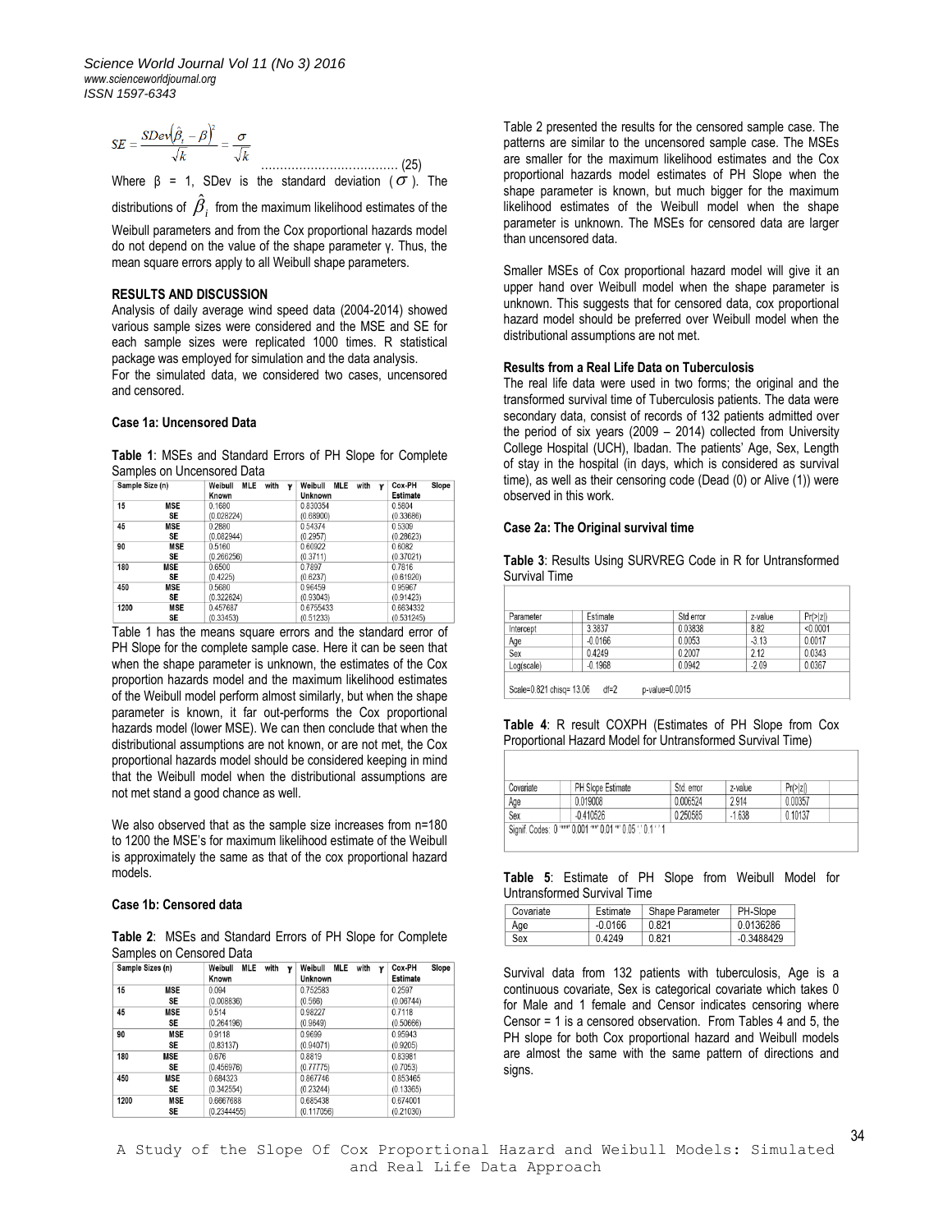$$SE = \frac{SDev\left(\hat{\beta}_t - \beta\right)^2}{\sqrt{k}} = \frac{\sigma}{\sqrt{k}} \qquad \text{.................................... (25)}$$

Where β = 1, SDev is the standard deviation ($\sigma$). The distributions of $\hat{\beta}_i$ from the maximum likelihood estimates of the Weibull parameters and from the Cox proportional hazards model do not depend on the value of the shape parameter γ. Thus, the mean square errors apply to all Weibull shape parameters.

### RESULTS AND DISCUSSION

Analysis of daily average wind speed data (2004-2014) showed various sample sizes were considered and the MSE and SE for each sample sizes were replicated 1000 times. R statistical package was employed for simulation and the data analysis.
For the simulated data, we considered two cases, uncensored and censored.

#### Case 1a: Uncensored Data

**Table 1**: MSEs and Standard Errors of PH Slope for Complete Samples on Uncensored Data

| Sample Size (n) | | Weibull MLE with γ Known | Weibull MLE with γ Unknown | Cox-PH Slope Estimate |
|---|---|---|---|---|
| 15 | MSE | 0.1680 | 0.830354 | 0.5804 |
| | SE | (0.028224) | (0.68900) | (0.33686) |
| 45 | MSE | 0.2880 | 0.54374 | 0.5309 |
| | SE | (0.082944) | (0.2957) | (0.28623) |
| 90 | MSE | 0.5160 | 0.60922 | 0.6082 |
| | SE | (0.266256) | (0.3711) | (0.37021) |
| 180 | MSE | 0.6500 | 0.7897 | 0.7816 |
| | SE | (0.4225) | (0.6237) | (0.61920) |
| 450 | MSE | 0.5680 | 0.96459 | 0.95967 |
| | SE | (0.322624) | (0.93043) | (0.91423) |
| 1200 | MSE | 0.457687 | 0.6755433 | 0.6834332 |
| | SE | (0.33453) | (0.51233) | (0.531245) |

Table 1 has the means square errors and the standard error of PH Slope for the complete sample case. Here it can be seen that when the shape parameter is unknown, the estimates of the Cox proportion hazards model and the maximum likelihood estimates of the Weibull model perform almost similarly, but when the shape parameter is known, it far out-performs the Cox proportional hazards model (lower MSE). We can then conclude that when the distributional assumptions are not known, or are not met, the Cox proportional hazards model should be considered keeping in mind that the Weibull model when the distributional assumptions are not met stand a good chance as well.

We also observed that as the sample size increases from n=180 to 1200 the MSE's for maximum likelihood estimate of the Weibull is approximately the same as that of the cox proportional hazard models.

#### Case 1b: Censored data

**Table 2**: MSEs and Standard Errors of PH Slope for Complete Samples on Censored Data

| Sample Sizes (n) | | Weibull MLE with γ Known | Weibull MLE with γ Unknown | Cox-PH Slope Estimate |
|---|---|---|---|---|
| 15 | MSE | 0.094 | 0.752583 | 0.2597 |
| | SE | (0.008836) | (0.566) | (0.06744) |
| 45 | MSE | 0.514 | 0.98227 | 0.7118 |
| | SE | (0.264196) | (0.9649) | (0.50666) |
| 90 | MSE | 0.9118 | 0.9699 | 0.95943 |
| | SE | (0.83137) | (0.94071) | (0.9205) |
| 180 | MSE | 0.676 | 0.8819 | 0.83981 |
| | SE | (0.456976) | (0.77775) | (0.7053) |
| 450 | MSE | 0.684323 | 0.867746 | 0.853465 |
| | SE | (0.342554) | (0.23244) | (0.13365) |
| 1200 | MSE | 0.6667688 | 0.685438 | 0.674001 |
| | SE | (0.2344455) | (0.117056) | (0.21030) |

Table 2 presented the results for the censored sample case. The patterns are similar to the uncensored sample case. The MSEs are smaller for the maximum likelihood estimates and the Cox proportional hazards model estimates of PH Slope when the shape parameter is known, but much bigger for the maximum likelihood estimates of the Weibull model when the shape parameter is unknown. The MSEs for censored data are larger than uncensored data.

Smaller MSEs of Cox proportional hazard model will give it an upper hand over Weibull model when the shape parameter is unknown. This suggests that for censored data, cox proportional hazard model should be preferred over Weibull model when the distributional assumptions are not met.

#### Results from a Real Life Data on Tuberculosis

The real life data were used in two forms; the original and the transformed survival time of Tuberculosis patients. The data were secondary data, consist of records of 132 patients admitted over the period of six years (2009 – 2014) collected from University College Hospital (UCH), Ibadan. The patients' Age, Sex, Length of stay in the hospital (in days, which is considered as survival time), as well as their censoring code (Dead (0) or Alive (1)) were observed in this work.

#### Case 2a: The Original survival time

**Table 3**: Results Using SURVREG Code in R for Untransformed Survival Time

| Parameter | Estimate | Std error | z-value | Pr(>\|z\|) |
|---|---|---|---|---|
| Intercept | 3.3837 | 0.03838 | 8.82 | <0.0001 |
| Age | -0.0166 | 0.0053 | -3.13 | 0.0017 |
| Sex | 0.4249 | 0.2007 | 2.12 | 0.0343 |
| Log(scale) | -0.1968 | 0.0942 | -2.09 | 0.0367 |

Scale=0.821 chisq= 13.06 df=2 p-value=0.0015

**Table 4**: R result COXPH (Estimates of PH Slope from Cox Proportional Hazard Model for Untransformed Survival Time)

| Covariate | PH Slope Estimate | Std. error | z-value | Pr(>\|z\|) |
|---|---|---|---|---|
| Age | 0.019008 | 0.006524 | 2.914 | 0.00357 |
| Sex | -0.410526 | 0.250585 | -1.638 | 0.10137 |

Signif. Codes: 0 '\*\*\*' 0.001 '\*\*' 0.01 '\*' 0.05 '.' 0.1 ' ' 1

**Table 5**: Estimate of PH Slope from Weibull Model for Untransformed Survival Time

| Covariate | Estimate | Shape Parameter | PH-Slope |
|---|---|---|---|
| Age | -0.0166 | 0.821 | 0.0136286 |
| Sex | 0.4249 | 0.821 | -0.3488429 |

Survival data from 132 patients with tuberculosis, Age is a continuous covariate, Sex is categorical covariate which takes 0 for Male and 1 female and Censor indicates censoring where Censor = 1 is a censored observation. From Tables 4 and 5, the PH slope for both Cox proportional hazard and Weibull models are almost the same with the same pattern of directions and signs.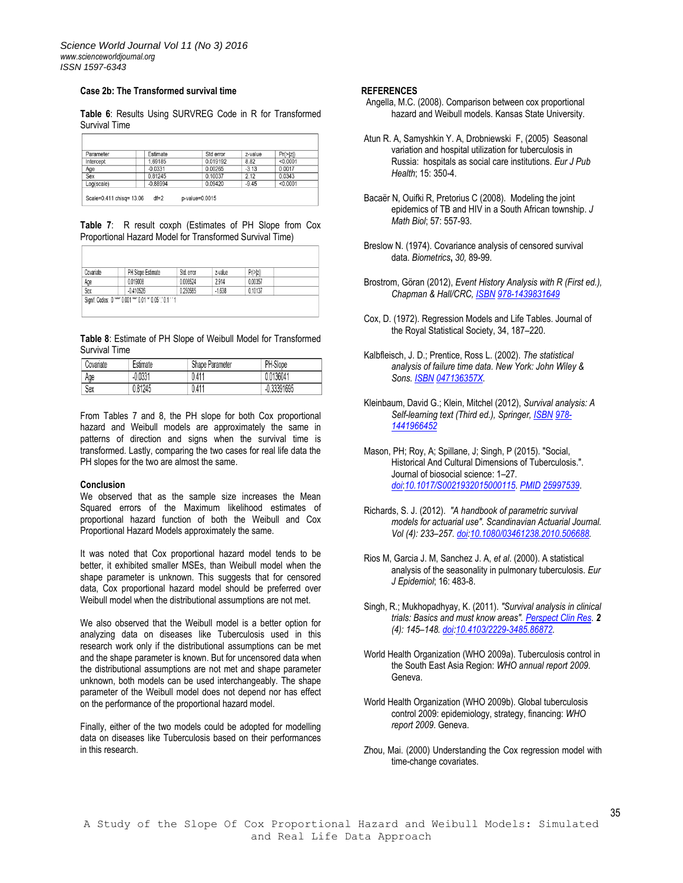**Case 2b: The Transformed survival time**

**Table 6**: Results Using SURVREG Code in R for Transformed Survival Time

| Parameter | Estimate | Std error | z-value | Pr(>\|z\|) |
|---|---|---|---|---|
| Intercept | 1.69185 | 0.019192 | 8.82 | <0.0001 |
| Age | -0.0331 | 0.00265 | -3.13 | 0.0017 |
| Sex | 0.81245 | 0.10037 | 2.12 | 0.0343 |
| Log(scale) | -0.88994 | 0.09420 | -9.45 | <0.0001 |

Scale=0.411 chisq= 13.06   df=2   p-value=0.0015

**Table 7**: R result coxph (Estimates of PH Slope from Cox Proportional Hazard Model for Transformed Survival Time)

| Covariate | PH Slope Estimate | Std. error | z-value | Pr(>\|z\|) |
|---|---|---|---|---|
| Age | 0.019008 | 0.006524 | 2.914 | 0.00357 |
| Sex | -0.410526 | 0.250585 | -1.638 | 0.10137 |

Signif. Codes: 0 '\*\*\*' 0.001 '\*\*' 0.01 '\*' 0.05 '.' 0.1 ' ' 1

**Table 8**: Estimate of PH Slope of Weibull Model for Transformed Survival Time

| Covariate | Estimate | Shape Parameter | PH-Slope |
|---|---|---|---|
| Age | -0.0331 | 0.411 | 0.0136041 |
| Sex | 0.81245 | 0.411 | -0.33391695 |

From Tables 7 and 8, the PH slope for both Cox proportional hazard and Weibull models are approximately the same in patterns of direction and signs when the survival time is transformed. Lastly, comparing the two cases for real life data the PH slopes for the two are almost the same.

## Conclusion

We observed that as the sample size increases the Mean Squared errors of the Maximum likelihood estimates of proportional hazard function of both the Weibull and Cox Proportional Hazard Models approximately the same.

It was noted that Cox proportional hazard model tends to be better, it exhibited smaller MSEs, than Weibull model when the shape parameter is unknown. This suggests that for censored data, Cox proportional hazard model should be preferred over Weibull model when the distributional assumptions are not met.

We also observed that the Weibull model is a better option for analyzing data on diseases like Tuberculosis used in this research work only if the distributional assumptions can be met and the shape parameter is known. But for uncensored data when the distributional assumptions are not met and shape parameter unknown, both models can be used interchangeably. The shape parameter of the Weibull model does not depend nor has effect on the performance of the proportional hazard model.

Finally, either of the two models could be adopted for modelling data on diseases like Tuberculosis based on their performances in this research.

## REFERENCES

Angella, M.C. (2008). Comparison between cox proportional hazard and Weibull models. Kansas State University.

Atun R. A, Samyshkin Y. A, Drobniewski F, (2005) Seasonal variation and hospital utilization for tuberculosis in Russia: hospitals as social care institutions. *Eur J Pub Health*; 15: 350-4.

Bacaër N, Ouifki R, Pretorius C (2008). Modeling the joint epidemics of TB and HIV in a South African township. *J Math Biol*; 57: 557-93.

Breslow N. (1974). Covariance analysis of censored survival data. *Biometrics*, *30*, 89-99.

Brostrom, Göran (2012), *Event History Analysis with R (First ed.), Chapman & Hall/CRC, ISBN 978-1439831649*

Cox, D. (1972). Regression Models and Life Tables. Journal of the Royal Statistical Society, 34, 187–220.

Kalbfleisch, J. D.; Prentice, Ross L. (2002). *The statistical analysis of failure time data. New York: John Wiley & Sons. ISBN 047136357X.*

Kleinbaum, David G.; Klein, Mitchel (2012), *Survival analysis: A Self-learning text (Third ed.), Springer, ISBN 978-1441966452*

Mason, PH; Roy, A; Spillane, J; Singh, P (2015). "Social, Historical And Cultural Dimensions of Tuberculosis.". Journal of biosocial science: 1–27. *doi:10.1017/S0021932015000115. PMID 25997539.*

Richards, S. J. (2012). *"A handbook of parametric survival models for actuarial use". Scandinavian Actuarial Journal. Vol (4): 233–257. doi:10.1080/03461238.2010.506688.*

Rios M, Garcia J. M, Sanchez J. A, *et al*. (2000). A statistical analysis of the seasonality in pulmonary tuberculosis. *Eur J Epidemiol*; 16: 483-8.

Singh, R.; Mukhopadhyay, K. (2011). *"Survival analysis in clinical trials: Basics and must know areas". Perspect Clin Res.* ***2*** *(4): 145–148. doi:10.4103/2229-3485.86872.*

World Health Organization (WHO 2009a). Tuberculosis control in the South East Asia Region: *WHO annual report 2009*. Geneva.

World Health Organization (WHO 2009b). Global tuberculosis control 2009: epidemiology, strategy, financing: *WHO report 2009*. Geneva.

Zhou, Mai. (2000) Understanding the Cox regression model with time-change covariates.